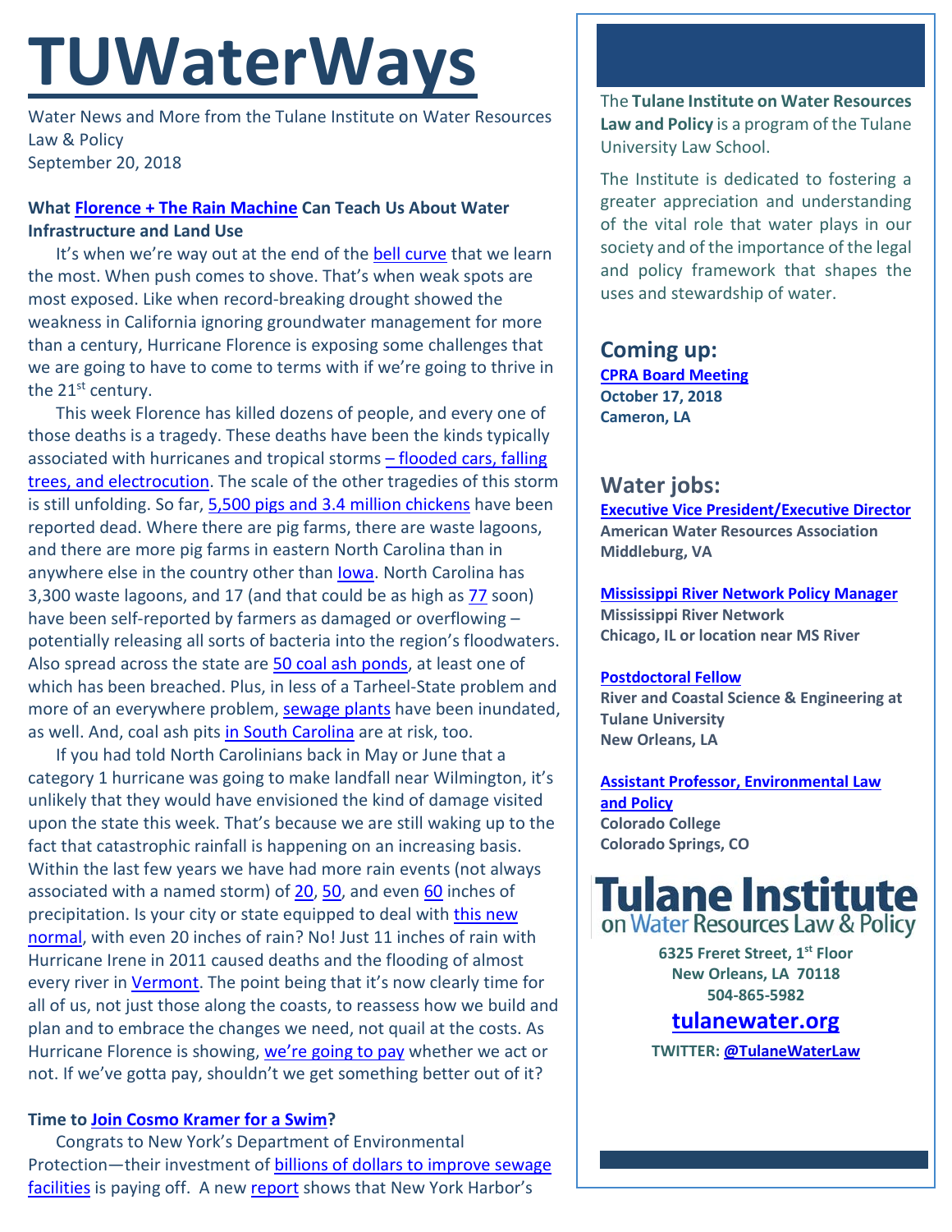# TUWaterWays

Water News and More from the Tulane Institute on Water Resources Law & Policy
September 20, 2018

**What Florence + The Rain Machine Can Teach Us About Water Infrastructure and Land Use**

It's when we're way out at the end of the bell curve that we learn the most. When push comes to shove. That's when weak spots are most exposed. Like when record-breaking drought showed the weakness in California ignoring groundwater management for more than a century, Hurricane Florence is exposing some challenges that we are going to have to come to terms with if we're going to thrive in the 21st century.

This week Florence has killed dozens of people, and every one of those deaths is a tragedy. These deaths have been the kinds typically associated with hurricanes and tropical storms – flooded cars, falling trees, and electrocution. The scale of the other tragedies of this storm is still unfolding. So far, 5,500 pigs and 3.4 million chickens have been reported dead. Where there are pig farms, there are waste lagoons, and there are more pig farms in eastern North Carolina than in anywhere else in the country other than Iowa. North Carolina has 3,300 waste lagoons, and 17 (and that could be as high as 77 soon) have been self-reported by farmers as damaged or overflowing – potentially releasing all sorts of bacteria into the region's floodwaters. Also spread across the state are 50 coal ash ponds, at least one of which has been breached. Plus, in less of a Tarheel-State problem and more of an everywhere problem, sewage plants have been inundated, as well. And, coal ash pits in South Carolina are at risk, too.

If you had told North Carolinians back in May or June that a category 1 hurricane was going to make landfall near Wilmington, it's unlikely that they would have envisioned the kind of damage visited upon the state this week. That's because we are still waking up to the fact that catastrophic rainfall is happening on an increasing basis. Within the last few years we have had more rain events (not always associated with a named storm) of 20, 50, and even 60 inches of precipitation. Is your city or state equipped to deal with this new normal, with even 20 inches of rain? No! Just 11 inches of rain with Hurricane Irene in 2011 caused deaths and the flooding of almost every river in Vermont. The point being that it's now clearly time for all of us, not just those along the coasts, to reassess how we build and plan and to embrace the changes we need, not quail at the costs. As Hurricane Florence is showing, we're going to pay whether we act or not. If we've gotta pay, shouldn't we get something better out of it?

**Time to Join Cosmo Kramer for a Swim?**

Congrats to New York's Department of Environmental Protection—their investment of billions of dollars to improve sewage facilities is paying off. A new report shows that New York Harbor's

The **Tulane Institute on Water Resources Law and Policy** is a program of the Tulane University Law School.

The Institute is dedicated to fostering a greater appreciation and understanding of the vital role that water plays in our society and of the importance of the legal and policy framework that shapes the uses and stewardship of water.

## Coming up:

**CPRA Board Meeting**
**October 17, 2018**
**Cameron, LA**

## Water jobs:

**Executive Vice President/Executive Director**
**American Water Resources Association**
**Middleburg, VA**

**Mississippi River Network Policy Manager**
**Mississippi River Network**
**Chicago, IL or location near MS River**

**Postdoctoral Fellow**
**River and Coastal Science & Engineering at Tulane University**
**New Orleans, LA**

**Assistant Professor, Environmental Law and Policy**
**Colorado College**
**Colorado Springs, CO**

**Tulane Institute on Water Resources Law & Policy**

**6325 Freret Street, 1st Floor**
**New Orleans, LA 70118**
**504-865-5982**

**tulanewater.org**

**TWITTER: @TulaneWaterLaw**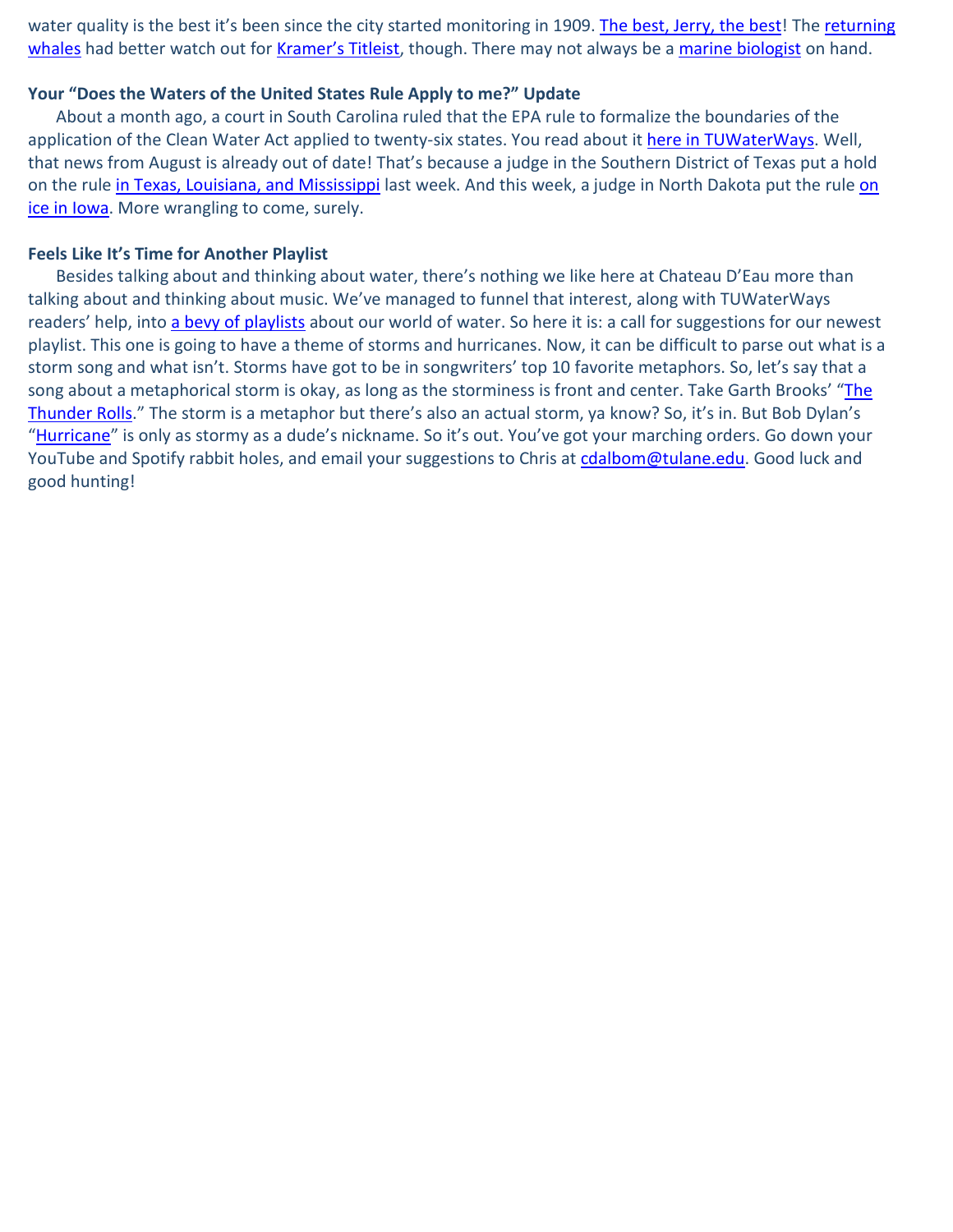water quality is the best it's been since the city started monitoring in 1909. The best, Jerry, the best! The returning whales had better watch out for Kramer's Titleist, though. There may not always be a marine biologist on hand.

**Your "Does the Waters of the United States Rule Apply to me?" Update**

About a month ago, a court in South Carolina ruled that the EPA rule to formalize the boundaries of the application of the Clean Water Act applied to twenty-six states. You read about it here in TUWaterWays. Well, that news from August is already out of date! That's because a judge in the Southern District of Texas put a hold on the rule in Texas, Louisiana, and Mississippi last week. And this week, a judge in North Dakota put the rule on ice in Iowa. More wrangling to come, surely.

**Feels Like It's Time for Another Playlist**

Besides talking about and thinking about water, there's nothing we like here at Chateau D'Eau more than talking about and thinking about music. We've managed to funnel that interest, along with TUWaterWays readers' help, into a bevy of playlists about our world of water. So here it is: a call for suggestions for our newest playlist. This one is going to have a theme of storms and hurricanes. Now, it can be difficult to parse out what is a storm song and what isn't. Storms have got to be in songwriters' top 10 favorite metaphors. So, let's say that a song about a metaphorical storm is okay, as long as the storminess is front and center. Take Garth Brooks' "The Thunder Rolls." The storm is a metaphor but there's also an actual storm, ya know? So, it's in. But Bob Dylan's "Hurricane" is only as stormy as a dude's nickname. So it's out. You've got your marching orders. Go down your YouTube and Spotify rabbit holes, and email your suggestions to Chris at cdalbom@tulane.edu. Good luck and good hunting!